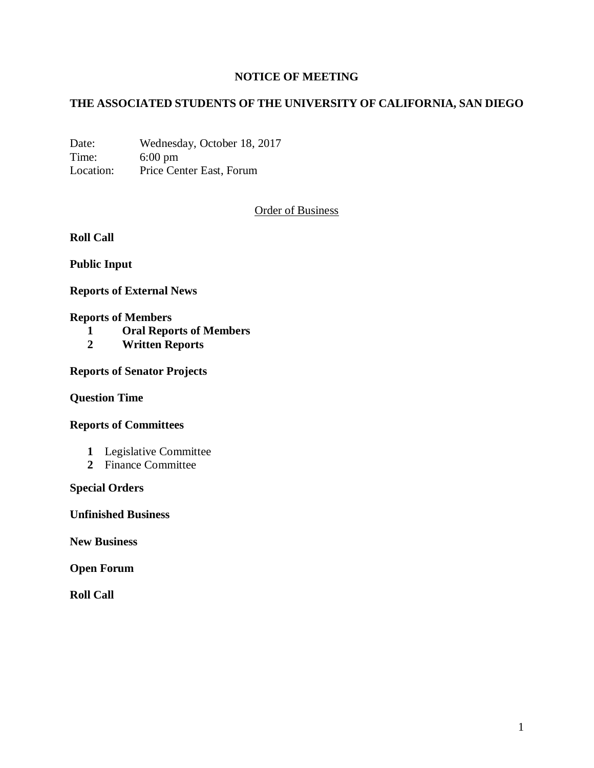# NOTICE OF MEETING

## THE ASSOCIATED STUDENTS OF THE UNIVERSITY OF CALIFORNIA, SAN DIEGO

Date: Wednesday, October 18, 2017
Time: 6:00 pm
Location: Price Center East, Forum

<u>Order of Business</u>

**Roll Call**

**Public Input**

**Reports of External News**

**Reports of Members**

1. **Oral Reports of Members**
2. **Written Reports**

**Reports of Senator Projects**

**Question Time**

**Reports of Committees**

1. Legislative Committee
2. Finance Committee

**Special Orders**

**Unfinished Business**

**New Business**

**Open Forum**

**Roll Call**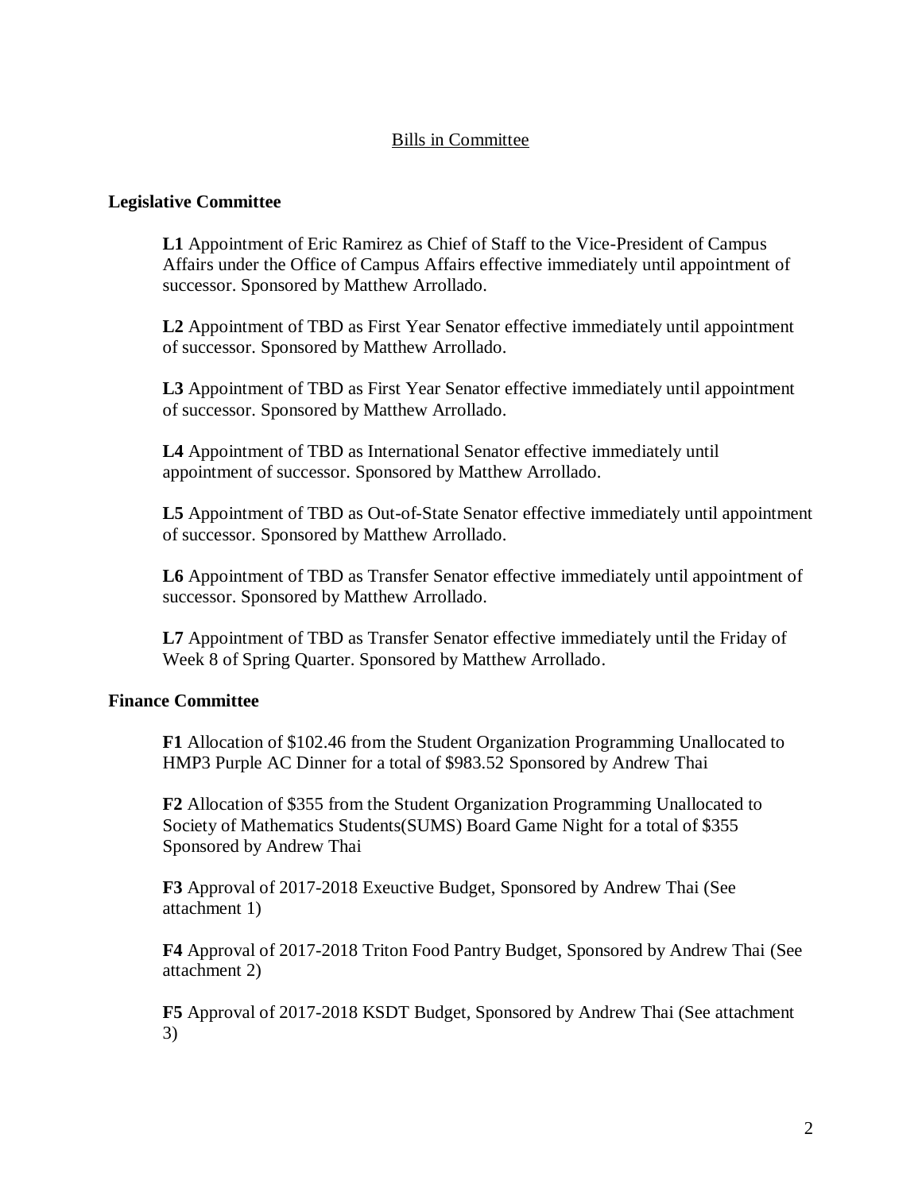## Bills in Committee

### Legislative Committee

**L1** Appointment of Eric Ramirez as Chief of Staff to the Vice-President of Campus Affairs under the Office of Campus Affairs effective immediately until appointment of successor. Sponsored by Matthew Arrollado.

**L2** Appointment of TBD as First Year Senator effective immediately until appointment of successor. Sponsored by Matthew Arrollado.

**L3** Appointment of TBD as First Year Senator effective immediately until appointment of successor. Sponsored by Matthew Arrollado.

**L4** Appointment of TBD as International Senator effective immediately until appointment of successor. Sponsored by Matthew Arrollado.

**L5** Appointment of TBD as Out-of-State Senator effective immediately until appointment of successor. Sponsored by Matthew Arrollado.

**L6** Appointment of TBD as Transfer Senator effective immediately until appointment of successor. Sponsored by Matthew Arrollado.

**L7** Appointment of TBD as Transfer Senator effective immediately until the Friday of Week 8 of Spring Quarter. Sponsored by Matthew Arrollado.

### Finance Committee

**F1** Allocation of $102.46 from the Student Organization Programming Unallocated to HMP3 Purple AC Dinner for a total of $983.52 Sponsored by Andrew Thai

**F2** Allocation of $355 from the Student Organization Programming Unallocated to Society of Mathematics Students(SUMS) Board Game Night for a total of $355 Sponsored by Andrew Thai

**F3** Approval of 2017-2018 Exeuctive Budget, Sponsored by Andrew Thai (See attachment 1)

**F4** Approval of 2017-2018 Triton Food Pantry Budget, Sponsored by Andrew Thai (See attachment 2)

**F5** Approval of 2017-2018 KSDT Budget, Sponsored by Andrew Thai (See attachment 3)